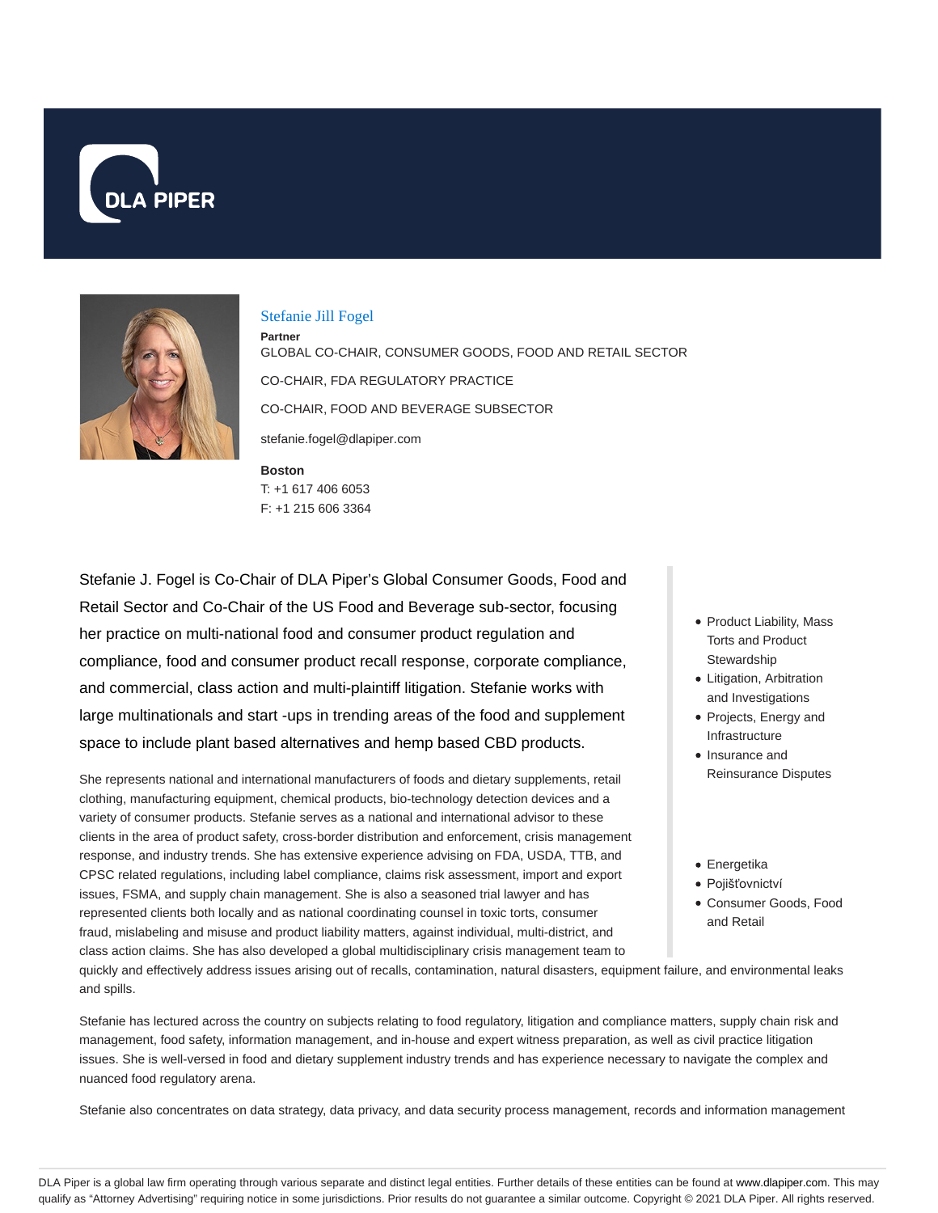DLA PIPER

# Stefanie Jill Fogel

**Partner**

GLOBAL CO-CHAIR, CONSUMER GOODS, FOOD AND RETAIL SECTOR

CO-CHAIR, FDA REGULATORY PRACTICE

CO-CHAIR, FOOD AND BEVERAGE SUBSECTOR

stefanie.fogel@dlapiper.com

**Boston**

T: +1 617 406 6053

F: +1 215 606 3364

- Product Liability, Mass Torts and Product Stewardship
- Litigation, Arbitration and Investigations
- Projects, Energy and Infrastructure
- Insurance and Reinsurance Disputes

- Energetika
- Pojišťovnictví
- Consumer Goods, Food and Retail

Stefanie J. Fogel is Co-Chair of DLA Piper's Global Consumer Goods, Food and Retail Sector and Co-Chair of the US Food and Beverage sub-sector, focusing her practice on multi-national food and consumer product regulation and compliance, food and consumer product recall response, corporate compliance, and commercial, class action and multi-plaintiff litigation. Stefanie works with large multinationals and start -ups in trending areas of the food and supplement space to include plant based alternatives and hemp based CBD products.

She represents national and international manufacturers of foods and dietary supplements, retail clothing, manufacturing equipment, chemical products, bio-technology detection devices and a variety of consumer products. Stefanie serves as a national and international advisor to these clients in the area of product safety, cross-border distribution and enforcement, crisis management response, and industry trends. She has extensive experience advising on FDA, USDA, TTB, and CPSC related regulations, including label compliance, claims risk assessment, import and export issues, FSMA, and supply chain management. She is also a seasoned trial lawyer and has represented clients both locally and as national coordinating counsel in toxic torts, consumer fraud, mislabeling and misuse and product liability matters, against individual, multi-district, and class action claims. She has also developed a global multidisciplinary crisis management team to quickly and effectively address issues arising out of recalls, contamination, natural disasters, equipment failure, and environmental leaks and spills.

Stefanie has lectured across the country on subjects relating to food regulatory, litigation and compliance matters, supply chain risk and management, food safety, information management, and in-house and expert witness preparation, as well as civil practice litigation issues. She is well-versed in food and dietary supplement industry trends and has experience necessary to navigate the complex and nuanced food regulatory arena.

Stefanie also concentrates on data strategy, data privacy, and data security process management, records and information management

DLA Piper is a global law firm operating through various separate and distinct legal entities. Further details of these entities can be found at www.dlapiper.com. This may qualify as "Attorney Advertising" requiring notice in some jurisdictions. Prior results do not guarantee a similar outcome. Copyright © 2021 DLA Piper. All rights reserved.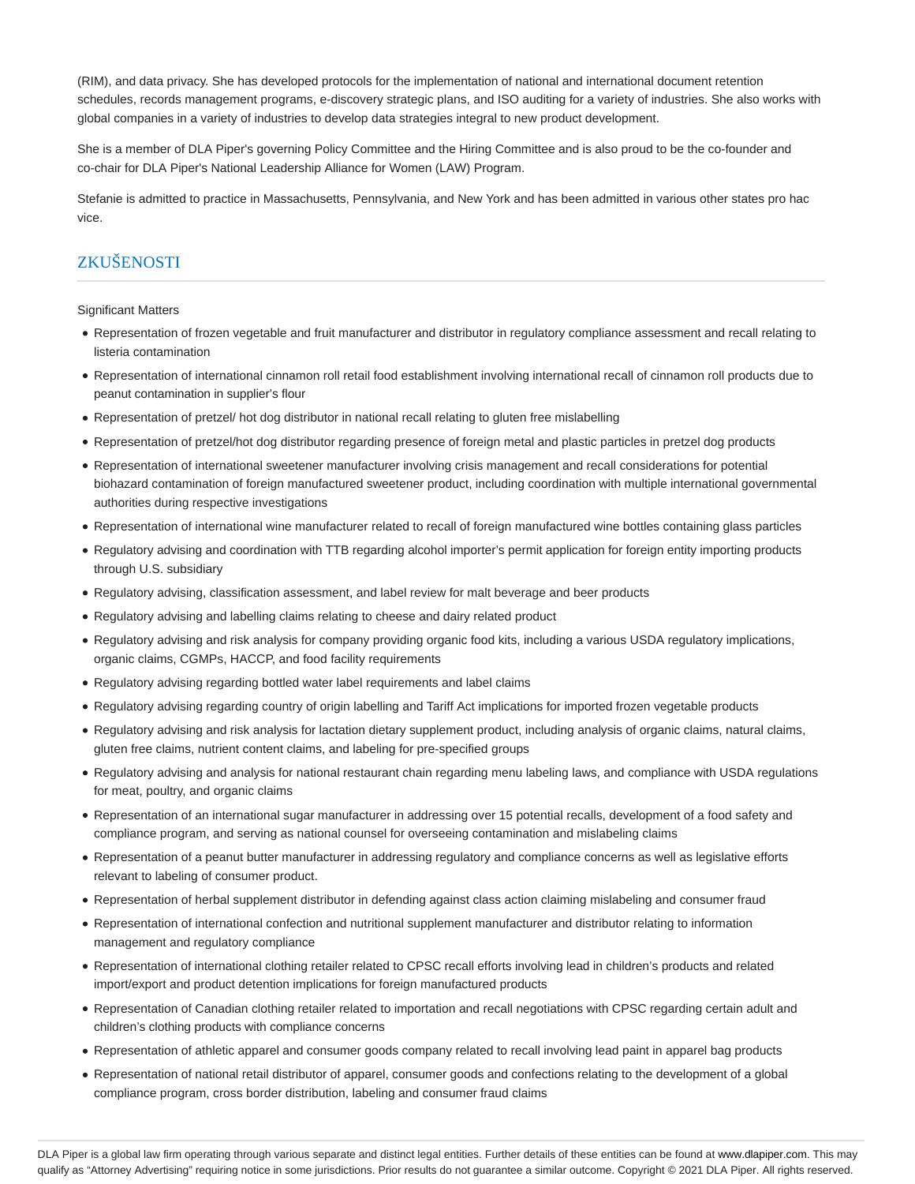(RIM), and data privacy. She has developed protocols for the implementation of national and international document retention schedules, records management programs, e-discovery strategic plans, and ISO auditing for a variety of industries. She also works with global companies in a variety of industries to develop data strategies integral to new product development.

She is a member of DLA Piper's governing Policy Committee and the Hiring Committee and is also proud to be the co-founder and co-chair for DLA Piper's National Leadership Alliance for Women (LAW) Program.

Stefanie is admitted to practice in Massachusetts, Pennsylvania, and New York and has been admitted in various other states pro hac vice.

## ZKUŠENOSTI

Significant Matters

- Representation of frozen vegetable and fruit manufacturer and distributor in regulatory compliance assessment and recall relating to listeria contamination
- Representation of international cinnamon roll retail food establishment involving international recall of cinnamon roll products due to peanut contamination in supplier's flour
- Representation of pretzel/ hot dog distributor in national recall relating to gluten free mislabelling
- Representation of pretzel/hot dog distributor regarding presence of foreign metal and plastic particles in pretzel dog products
- Representation of international sweetener manufacturer involving crisis management and recall considerations for potential biohazard contamination of foreign manufactured sweetener product, including coordination with multiple international governmental authorities during respective investigations
- Representation of international wine manufacturer related to recall of foreign manufactured wine bottles containing glass particles
- Regulatory advising and coordination with TTB regarding alcohol importer's permit application for foreign entity importing products through U.S. subsidiary
- Regulatory advising, classification assessment, and label review for malt beverage and beer products
- Regulatory advising and labelling claims relating to cheese and dairy related product
- Regulatory advising and risk analysis for company providing organic food kits, including a various USDA regulatory implications, organic claims, CGMPs, HACCP, and food facility requirements
- Regulatory advising regarding bottled water label requirements and label claims
- Regulatory advising regarding country of origin labelling and Tariff Act implications for imported frozen vegetable products
- Regulatory advising and risk analysis for lactation dietary supplement product, including analysis of organic claims, natural claims, gluten free claims, nutrient content claims, and labeling for pre-specified groups
- Regulatory advising and analysis for national restaurant chain regarding menu labeling laws, and compliance with USDA regulations for meat, poultry, and organic claims
- Representation of an international sugar manufacturer in addressing over 15 potential recalls, development of a food safety and compliance program, and serving as national counsel for overseeing contamination and mislabeling claims
- Representation of a peanut butter manufacturer in addressing regulatory and compliance concerns as well as legislative efforts relevant to labeling of consumer product.
- Representation of herbal supplement distributor in defending against class action claiming mislabeling and consumer fraud
- Representation of international confection and nutritional supplement manufacturer and distributor relating to information management and regulatory compliance
- Representation of international clothing retailer related to CPSC recall efforts involving lead in children's products and related import/export and product detention implications for foreign manufactured products
- Representation of Canadian clothing retailer related to importation and recall negotiations with CPSC regarding certain adult and children's clothing products with compliance concerns
- Representation of athletic apparel and consumer goods company related to recall involving lead paint in apparel bag products
- Representation of national retail distributor of apparel, consumer goods and confections relating to the development of a global compliance program, cross border distribution, labeling and consumer fraud claims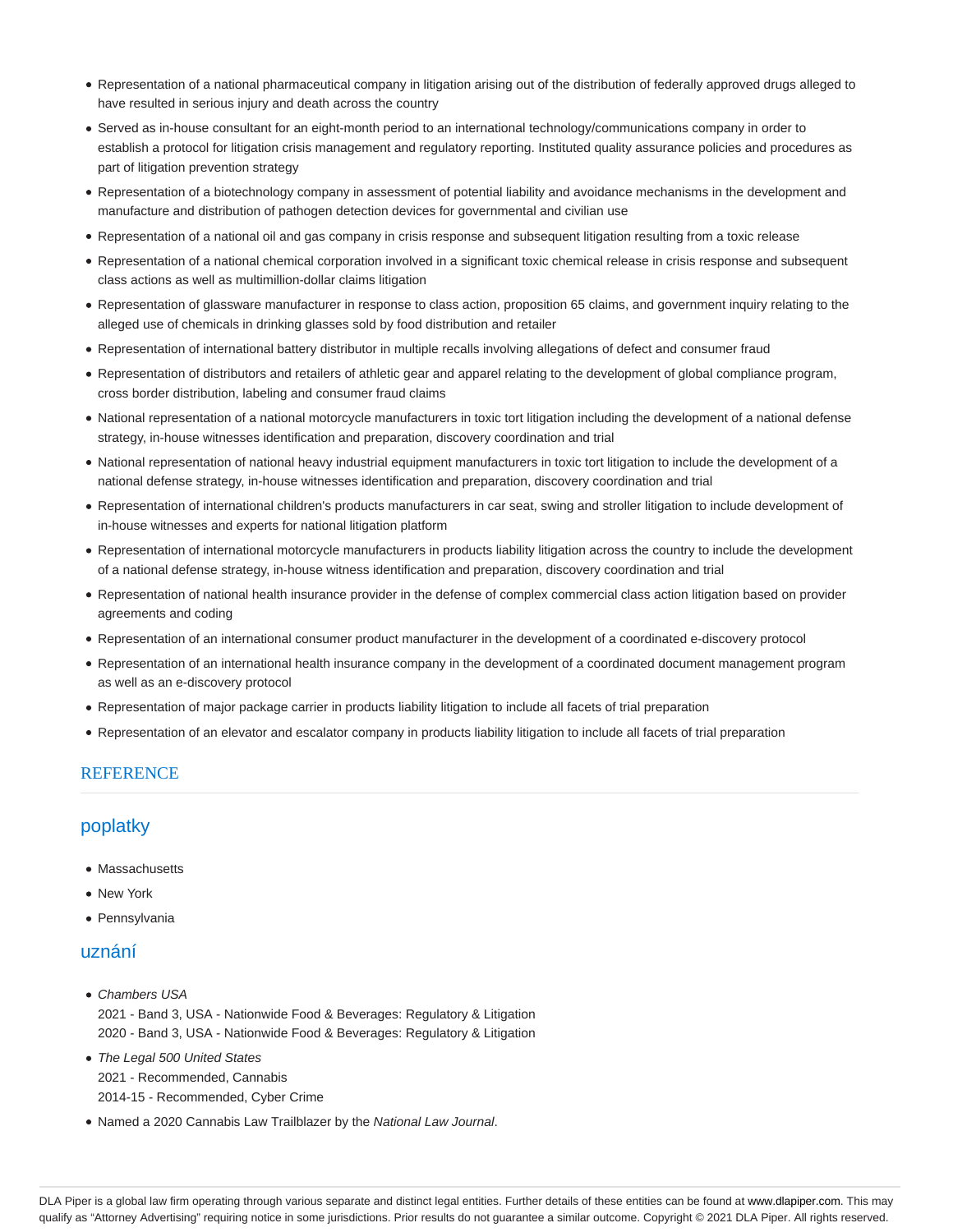- Representation of a national pharmaceutical company in litigation arising out of the distribution of federally approved drugs alleged to have resulted in serious injury and death across the country
- Served as in-house consultant for an eight-month period to an international technology/communications company in order to establish a protocol for litigation crisis management and regulatory reporting. Instituted quality assurance policies and procedures as part of litigation prevention strategy
- Representation of a biotechnology company in assessment of potential liability and avoidance mechanisms in the development and manufacture and distribution of pathogen detection devices for governmental and civilian use
- Representation of a national oil and gas company in crisis response and subsequent litigation resulting from a toxic release
- Representation of a national chemical corporation involved in a significant toxic chemical release in crisis response and subsequent class actions as well as multimillion-dollar claims litigation
- Representation of glassware manufacturer in response to class action, proposition 65 claims, and government inquiry relating to the alleged use of chemicals in drinking glasses sold by food distribution and retailer
- Representation of international battery distributor in multiple recalls involving allegations of defect and consumer fraud
- Representation of distributors and retailers of athletic gear and apparel relating to the development of global compliance program, cross border distribution, labeling and consumer fraud claims
- National representation of a national motorcycle manufacturers in toxic tort litigation including the development of a national defense strategy, in-house witnesses identification and preparation, discovery coordination and trial
- National representation of national heavy industrial equipment manufacturers in toxic tort litigation to include the development of a national defense strategy, in-house witnesses identification and preparation, discovery coordination and trial
- Representation of international children's products manufacturers in car seat, swing and stroller litigation to include development of in-house witnesses and experts for national litigation platform
- Representation of international motorcycle manufacturers in products liability litigation across the country to include the development of a national defense strategy, in-house witness identification and preparation, discovery coordination and trial
- Representation of national health insurance provider in the defense of complex commercial class action litigation based on provider agreements and coding
- Representation of an international consumer product manufacturer in the development of a coordinated e-discovery protocol
- Representation of an international health insurance company in the development of a coordinated document management program as well as an e-discovery protocol
- Representation of major package carrier in products liability litigation to include all facets of trial preparation
- Representation of an elevator and escalator company in products liability litigation to include all facets of trial preparation

## REFERENCE

## poplatky

- Massachusetts
- New York
- Pennsylvania

## uznání

- *Chambers USA*
  2021 - Band 3, USA - Nationwide Food & Beverages: Regulatory & Litigation
  2020 - Band 3, USA - Nationwide Food & Beverages: Regulatory & Litigation
- *The Legal 500 United States*
  2021 - Recommended, Cannabis
  2014-15 - Recommended, Cyber Crime
- Named a 2020 Cannabis Law Trailblazer by the *National Law Journal*.

DLA Piper is a global law firm operating through various separate and distinct legal entities. Further details of these entities can be found at www.dlapiper.com. This may qualify as "Attorney Advertising" requiring notice in some jurisdictions. Prior results do not guarantee a similar outcome. Copyright © 2021 DLA Piper. All rights reserved.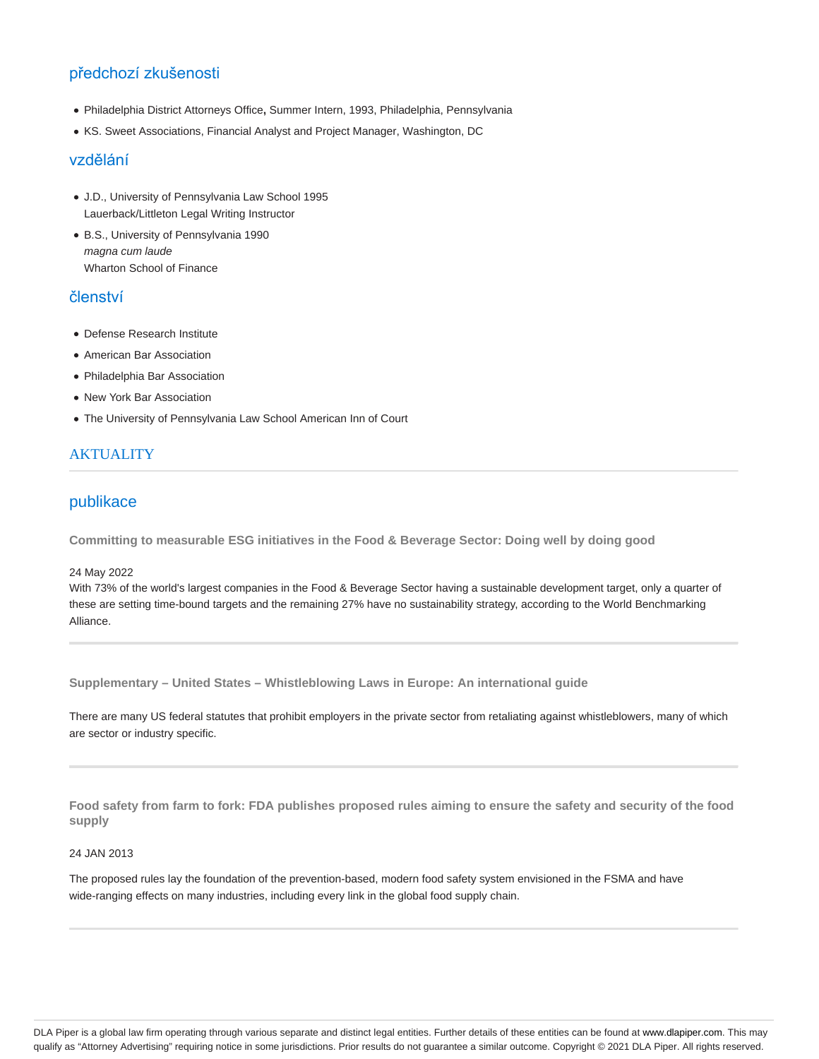## předchozí zkušenosti

- Philadelphia District Attorneys Office**,** Summer Intern, 1993, Philadelphia, Pennsylvania
- KS. Sweet Associations, Financial Analyst and Project Manager, Washington, DC

## vzdělání

- J.D., University of Pennsylvania Law School 1995
  Lauerback/Littleton Legal Writing Instructor
- B.S., University of Pennsylvania 1990
  *magna cum laude*
  Wharton School of Finance

## členství

- Defense Research Institute
- American Bar Association
- Philadelphia Bar Association
- New York Bar Association
- The University of Pennsylvania Law School American Inn of Court

## AKTUALITY

## publikace

**Committing to measurable ESG initiatives in the Food & Beverage Sector: Doing well by doing good**

24 May 2022

With 73% of the world's largest companies in the Food & Beverage Sector having a sustainable development target, only a quarter of these are setting time-bound targets and the remaining 27% have no sustainability strategy, according to the World Benchmarking Alliance.

---

**Supplementary – United States – Whistleblowing Laws in Europe: An international guide**

There are many US federal statutes that prohibit employers in the private sector from retaliating against whistleblowers, many of which are sector or industry specific.

---

**Food safety from farm to fork: FDA publishes proposed rules aiming to ensure the safety and security of the food supply**

24 JAN 2013

The proposed rules lay the foundation of the prevention-based, modern food safety system envisioned in the FSMA and have wide-ranging effects on many industries, including every link in the global food supply chain.

---

DLA Piper is a global law firm operating through various separate and distinct legal entities. Further details of these entities can be found at www.dlapiper.com. This may qualify as "Attorney Advertising" requiring notice in some jurisdictions. Prior results do not guarantee a similar outcome. Copyright © 2021 DLA Piper. All rights reserved.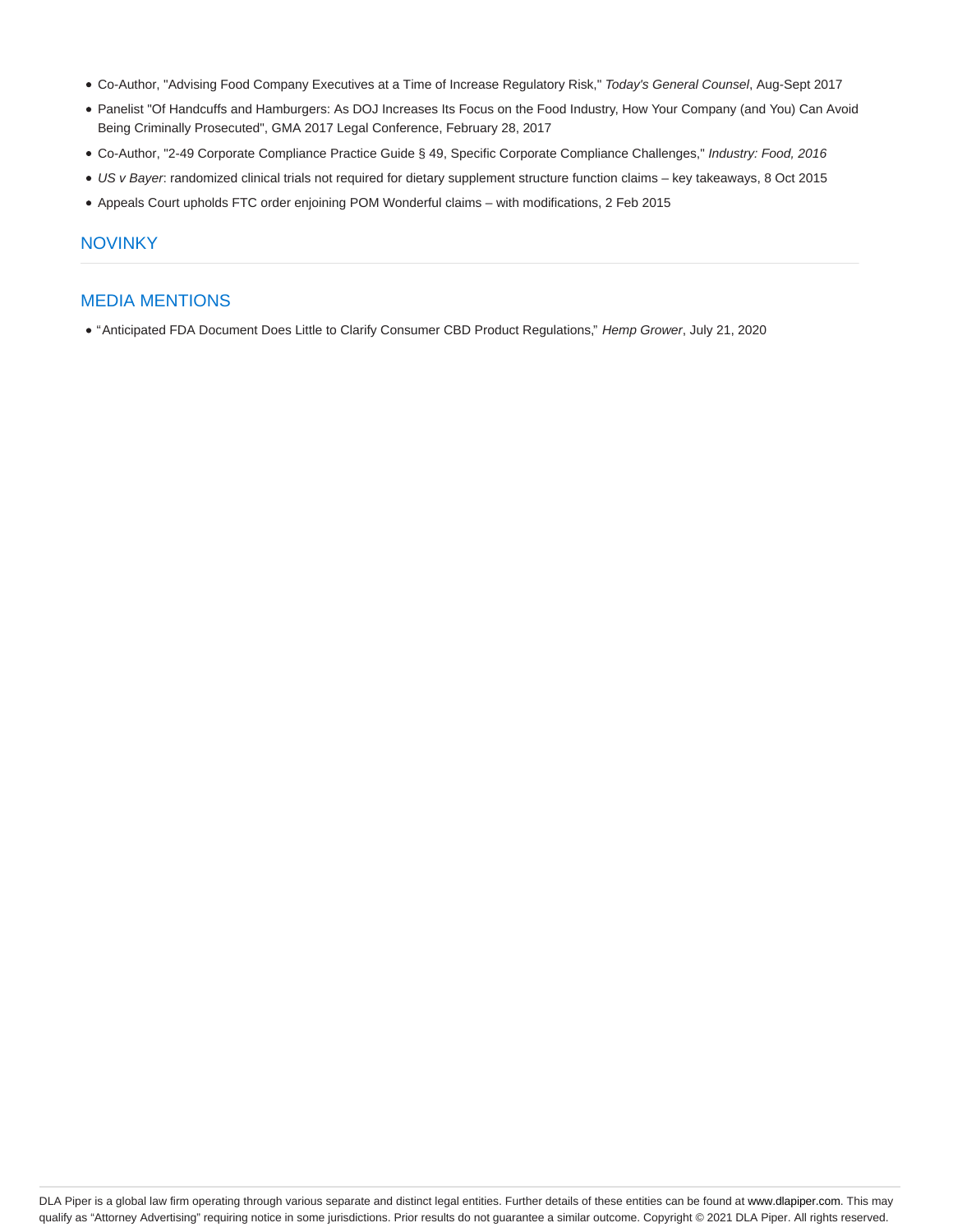- Co-Author, "Advising Food Company Executives at a Time of Increase Regulatory Risk," *Today's General Counsel*, Aug-Sept 2017
- Panelist "Of Handcuffs and Hamburgers: As DOJ Increases Its Focus on the Food Industry, How Your Company (and You) Can Avoid Being Criminally Prosecuted", GMA 2017 Legal Conference, February 28, 2017
- Co-Author, "2-49 Corporate Compliance Practice Guide § 49, Specific Corporate Compliance Challenges," *Industry: Food, 2016*
- *US v Bayer*: randomized clinical trials not required for dietary supplement structure function claims – key takeaways, 8 Oct 2015
- Appeals Court upholds FTC order enjoining POM Wonderful claims – with modifications, 2 Feb 2015

## NOVINKY

## MEDIA MENTIONS

- "Anticipated FDA Document Does Little to Clarify Consumer CBD Product Regulations," *Hemp Grower*, July 21, 2020

DLA Piper is a global law firm operating through various separate and distinct legal entities. Further details of these entities can be found at www.dlapiper.com. This may qualify as "Attorney Advertising" requiring notice in some jurisdictions. Prior results do not guarantee a similar outcome. Copyright © 2021 DLA Piper. All rights reserved.